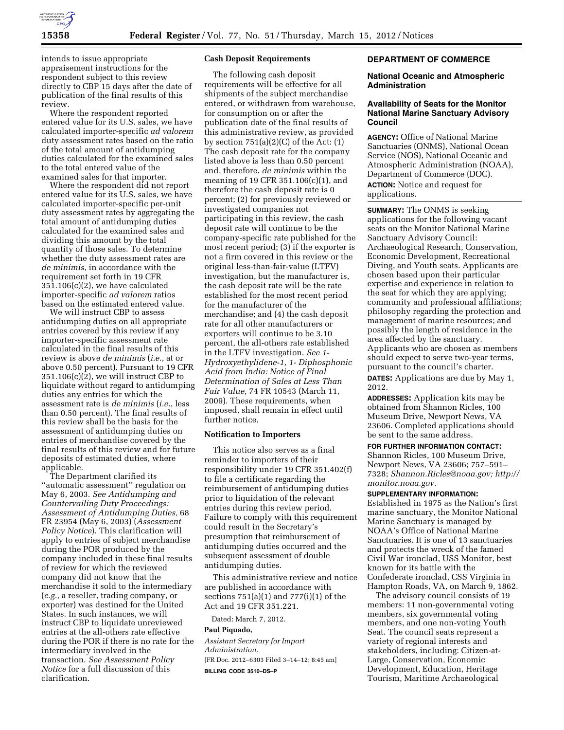intends to issue appropriate appraisement instructions for the respondent subject to this review directly to CBP 15 days after the date of publication of the final results of this review.

Where the respondent reported entered value for its U.S. sales, we have calculated importer-specific *ad valorem* duty assessment rates based on the ratio of the total amount of antidumping duties calculated for the examined sales to the total entered value of the examined sales for that importer.

Where the respondent did not report entered value for its U.S. sales, we have calculated importer-specific per-unit duty assessment rates by aggregating the total amount of antidumping duties calculated for the examined sales and dividing this amount by the total quantity of those sales. To determine whether the duty assessment rates are *de minimis*, in accordance with the requirement set forth in 19 CFR 351.106(c)(2), we have calculated importer-specific *ad valorem* ratios based on the estimated entered value.

We will instruct CBP to assess antidumping duties on all appropriate entries covered by this review if any importer-specific assessment rate calculated in the final results of this review is above *de minimis* (*i.e.*, at or above 0.50 percent). Pursuant to 19 CFR 351.106(c)(2), we will instruct CBP to liquidate without regard to antidumping duties any entries for which the assessment rate is *de minimis* (*i.e.*, less than 0.50 percent). The final results of this review shall be the basis for the assessment of antidumping duties on entries of merchandise covered by the final results of this review and for future deposits of estimated duties, where applicable.

The Department clarified its "automatic assessment" regulation on May 6, 2003. *See Antidumping and Countervailing Duty Proceedings: Assessment of Antidumping Duties,* 68 FR 23954 (May 6, 2003) (*Assessment Policy Notice*). This clarification will apply to entries of subject merchandise during the POR produced by the company included in these final results of review for which the reviewed company did not know that the merchandise it sold to the intermediary (*e.g.*, a reseller, trading company, or exporter) was destined for the United States. In such instances, we will instruct CBP to liquidate unreviewed entries at the all-others rate effective during the POR if there is no rate for the intermediary involved in the transaction. *See Assessment Policy Notice* for a full discussion of this clarification.

**Cash Deposit Requirements**

The following cash deposit requirements will be effective for all shipments of the subject merchandise entered, or withdrawn from warehouse, for consumption on or after the publication date of the final results of this administrative review, as provided by section 751(a)(2)(C) of the Act: (1) The cash deposit rate for the company listed above is less than 0.50 percent and, therefore, *de minimis* within the meaning of 19 CFR 351.106(c)(1), and therefore the cash deposit rate is 0 percent; (2) for previously reviewed or investigated companies not participating in this review, the cash deposit rate will continue to be the company-specific rate published for the most recent period; (3) if the exporter is not a firm covered in this review or the original less-than-fair-value (LTFV) investigation, but the manufacturer is, the cash deposit rate will be the rate established for the most recent period for the manufacturer of the merchandise; and (4) the cash deposit rate for all other manufacturers or exporters will continue to be 3.10 percent, the all-others rate established in the LTFV investigation. *See 1-Hydroxyethylidene-1, 1- Diphosphonic Acid from India: Notice of Final Determination of Sales at Less Than Fair Value,* 74 FR 10543 (March 11, 2009). These requirements, when imposed, shall remain in effect until further notice.

**Notification to Importers**

This notice also serves as a final reminder to importers of their responsibility under 19 CFR 351.402(f) to file a certificate regarding the reimbursement of antidumping duties prior to liquidation of the relevant entries during this review period. Failure to comply with this requirement could result in the Secretary's presumption that reimbursement of antidumping duties occurred and the subsequent assessment of double antidumping duties.

This administrative review and notice are published in accordance with sections 751(a)(1) and 777(i)(1) of the Act and 19 CFR 351.221.

Dated: March 7, 2012.

**Paul Piquado,**

*Assistant Secretary for Import Administration.*

[FR Doc. 2012–6303 Filed 3–14–12; 8:45 am]

**BILLING CODE 3510–DS–P**

**DEPARTMENT OF COMMERCE**

**National Oceanic and Atmospheric Administration**

**Availability of Seats for the Monitor National Marine Sanctuary Advisory Council**

**AGENCY:** Office of National Marine Sanctuaries (ONMS), National Ocean Service (NOS), National Oceanic and Atmospheric Administration (NOAA), Department of Commerce (DOC).

**ACTION:** Notice and request for applications.

**SUMMARY:** The ONMS is seeking applications for the following vacant seats on the Monitor National Marine Sanctuary Advisory Council: Archaeological Research, Conservation, Economic Development, Recreational Diving, and Youth seats. Applicants are chosen based upon their particular expertise and experience in relation to the seat for which they are applying; community and professional affiliations; philosophy regarding the protection and management of marine resources; and possibly the length of residence in the area affected by the sanctuary. Applicants who are chosen as members should expect to serve two-year terms, pursuant to the council's charter.

**DATES:** Applications are due by May 1, 2012.

**ADDRESSES:** Application kits may be obtained from Shannon Ricles, 100 Museum Drive, Newport News, VA 23606. Completed applications should be sent to the same address.

**FOR FURTHER INFORMATION CONTACT:** Shannon Ricles, 100 Museum Drive, Newport News, VA 23606; 757–591–7328; *Shannon.Ricles@noaa.gov; http://monitor.noaa.gov.*

**SUPPLEMENTARY INFORMATION:** Established in 1975 as the Nation's first marine sanctuary, the Monitor National Marine Sanctuary is managed by NOAA's Office of National Marine Sanctuaries. It is one of 13 sanctuaries and protects the wreck of the famed Civil War ironclad, USS Monitor, best known for its battle with the Confederate ironclad, CSS Virginia in Hampton Roads, VA, on March 9, 1862.

The advisory council consists of 19 members: 11 non-governmental voting members, six governmental voting members, and one non-voting Youth Seat. The council seats represent a variety of regional interests and stakeholders, including: Citizen-at-Large, Conservation, Economic Development, Education, Heritage Tourism, Maritime Archaeological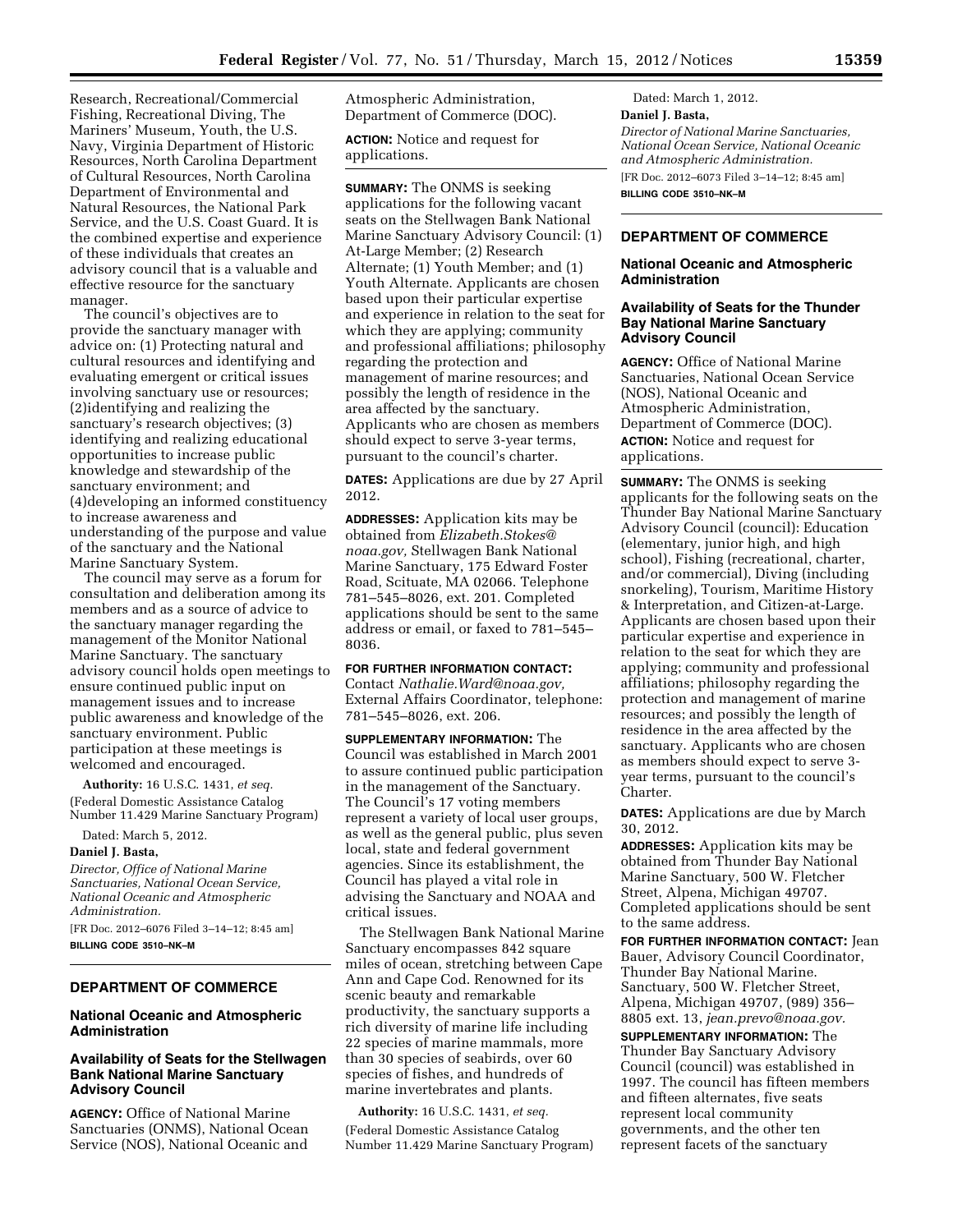Research, Recreational/Commercial Fishing, Recreational Diving, The Mariners' Museum, Youth, the U.S. Navy, Virginia Department of Historic Resources, North Carolina Department of Cultural Resources, North Carolina Department of Environmental and Natural Resources, the National Park Service, and the U.S. Coast Guard. It is the combined expertise and experience of these individuals that creates an advisory council that is a valuable and effective resource for the sanctuary manager.

The council's objectives are to provide the sanctuary manager with advice on: (1) Protecting natural and cultural resources and identifying and evaluating emergent or critical issues involving sanctuary use or resources; (2)identifying and realizing the sanctuary's research objectives; (3) identifying and realizing educational opportunities to increase public knowledge and stewardship of the sanctuary environment; and (4)developing an informed constituency to increase awareness and understanding of the purpose and value of the sanctuary and the National Marine Sanctuary System.

The council may serve as a forum for consultation and deliberation among its members and as a source of advice to the sanctuary manager regarding the management of the Monitor National Marine Sanctuary. The sanctuary advisory council holds open meetings to ensure continued public input on management issues and to increase public awareness and knowledge of the sanctuary environment. Public participation at these meetings is welcomed and encouraged.

**Authority:** 16 U.S.C. 1431, *et seq.*

(Federal Domestic Assistance Catalog Number 11.429 Marine Sanctuary Program)

Dated: March 5, 2012.

**Daniel J. Basta,**

*Director, Office of National Marine Sanctuaries, National Ocean Service, National Oceanic and Atmospheric Administration.*

[FR Doc. 2012–6076 Filed 3–14–12; 8:45 am]

**BILLING CODE 3510–NK–M**

## DEPARTMENT OF COMMERCE

### National Oceanic and Atmospheric Administration

### Availability of Seats for the Stellwagen Bank National Marine Sanctuary Advisory Council

**AGENCY:** Office of National Marine Sanctuaries (ONMS), National Ocean Service (NOS), National Oceanic and Atmospheric Administration, Department of Commerce (DOC).

**ACTION:** Notice and request for applications.

**SUMMARY:** The ONMS is seeking applications for the following vacant seats on the Stellwagen Bank National Marine Sanctuary Advisory Council: (1) At-Large Member; (2) Research Alternate; (1) Youth Member; and (1) Youth Alternate. Applicants are chosen based upon their particular expertise and experience in relation to the seat for which they are applying; community and professional affiliations; philosophy regarding the protection and management of marine resources; and possibly the length of residence in the area affected by the sanctuary. Applicants who are chosen as members should expect to serve 3-year terms, pursuant to the council's charter.

**DATES:** Applications are due by 27 April 2012.

**ADDRESSES:** Application kits may be obtained from *Elizabeth.Stokes@noaa.gov,* Stellwagen Bank National Marine Sanctuary, 175 Edward Foster Road, Scituate, MA 02066. Telephone 781–545–8026, ext. 201. Completed applications should be sent to the same address or email, or faxed to 781–545–8036.

**FOR FURTHER INFORMATION CONTACT:** Contact *Nathalie.Ward@noaa.gov*, External Affairs Coordinator, telephone: 781–545–8026, ext. 206.

**SUPPLEMENTARY INFORMATION:** The Council was established in March 2001 to assure continued public participation in the management of the Sanctuary. The Council's 17 voting members represent a variety of local user groups, as well as the general public, plus seven local, state and federal government agencies. Since its establishment, the Council has played a vital role in advising the Sanctuary and NOAA and critical issues.

The Stellwagen Bank National Marine Sanctuary encompasses 842 square miles of ocean, stretching between Cape Ann and Cape Cod. Renowned for its scenic beauty and remarkable productivity, the sanctuary supports a rich diversity of marine life including 22 species of marine mammals, more than 30 species of seabirds, over 60 species of fishes, and hundreds of marine invertebrates and plants.

**Authority:** 16 U.S.C. 1431, *et seq.*

(Federal Domestic Assistance Catalog Number 11.429 Marine Sanctuary Program)

Dated: March 1, 2012.

**Daniel J. Basta,**

*Director of National Marine Sanctuaries, National Ocean Service, National Oceanic and Atmospheric Administration.*

[FR Doc. 2012–6073 Filed 3–14–12; 8:45 am]

**BILLING CODE 3510–NK–M**

## DEPARTMENT OF COMMERCE

### National Oceanic and Atmospheric Administration

### Availability of Seats for the Thunder Bay National Marine Sanctuary Advisory Council

**AGENCY:** Office of National Marine Sanctuaries, National Ocean Service (NOS), National Oceanic and Atmospheric Administration, Department of Commerce (DOC).

**ACTION:** Notice and request for applications.

**SUMMARY:** The ONMS is seeking applicants for the following seats on the Thunder Bay National Marine Sanctuary Advisory Council (council): Education (elementary, junior high, and high school), Fishing (recreational, charter, and/or commercial), Diving (including snorkeling), Tourism, Maritime History & Interpretation, and Citizen-at-Large. Applicants are chosen based upon their particular expertise and experience in relation to the seat for which they are applying; community and professional affiliations; philosophy regarding the protection and management of marine resources; and possibly the length of residence in the area affected by the sanctuary. Applicants who are chosen as members should expect to serve 3-year terms, pursuant to the council's Charter.

**DATES:** Applications are due by March 30, 2012.

**ADDRESSES:** Application kits may be obtained from Thunder Bay National Marine Sanctuary, 500 W. Fletcher Street, Alpena, Michigan 49707. Completed applications should be sent to the same address.

**FOR FURTHER INFORMATION CONTACT:** Jean Bauer, Advisory Council Coordinator, Thunder Bay National Marine. Sanctuary, 500 W. Fletcher Street, Alpena, Michigan 49707, (989) 356–8805 ext. 13, *jean.prevo@noaa.gov.*

**SUPPLEMENTARY INFORMATION:** The Thunder Bay Sanctuary Advisory Council (council) was established in 1997. The council has fifteen members and fifteen alternates, five seats represent local community governments, and the other ten represent facets of the sanctuary